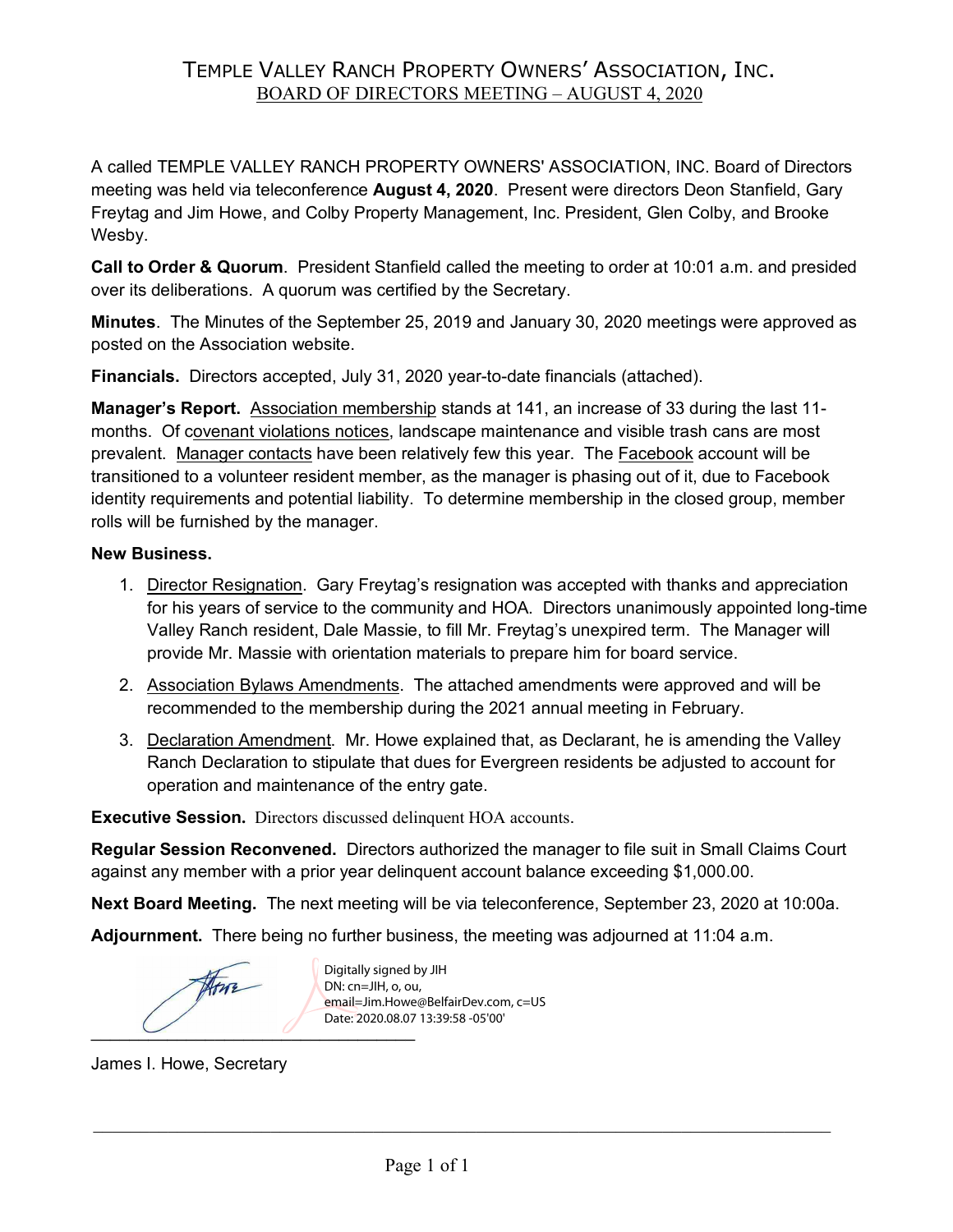# TEMPLE VALLEY RANCH PROPERTY OWNERS' ASSOCIATION, INC.

## BOARD OF DIRECTORS MEETING – AUGUST 4, 2020

A called TEMPLE VALLEY RANCH PROPERTY OWNERS' ASSOCIATION, INC. Board of Directors meeting was held via teleconference **August 4, 2020**. Present were directors Deon Stanfield, Gary Freytag and Jim Howe, and Colby Property Management, Inc. President, Glen Colby, and Brooke Wesby.

**Call to Order & Quorum**. President Stanfield called the meeting to order at 10:01 a.m. and presided over its deliberations. A quorum was certified by the Secretary.

**Minutes**. The Minutes of the September 25, 2019 and January 30, 2020 meetings were approved as posted on the Association website.

**Financials.** Directors accepted, July 31, 2020 year-to-date financials (attached).

**Manager's Report.** Association membership stands at 141, an increase of 33 during the last 11-months. Of covenant violations notices, landscape maintenance and visible trash cans are most prevalent. Manager contacts have been relatively few this year. The Facebook account will be transitioned to a volunteer resident member, as the manager is phasing out of it, due to Facebook identity requirements and potential liability. To determine membership in the closed group, member rolls will be furnished by the manager.

**New Business.**

1. Director Resignation. Gary Freytag's resignation was accepted with thanks and appreciation for his years of service to the community and HOA. Directors unanimously appointed long-time Valley Ranch resident, Dale Massie, to fill Mr. Freytag's unexpired term. The Manager will provide Mr. Massie with orientation materials to prepare him for board service.
2. Association Bylaws Amendments. The attached amendments were approved and will be recommended to the membership during the 2021 annual meeting in February.
3. Declaration Amendment. Mr. Howe explained that, as Declarant, he is amending the Valley Ranch Declaration to stipulate that dues for Evergreen residents be adjusted to account for operation and maintenance of the entry gate.

**Executive Session.** Directors discussed delinquent HOA accounts.

**Regular Session Reconvened.** Directors authorized the manager to file suit in Small Claims Court against any member with a prior year delinquent account balance exceeding $1,000.00.

**Next Board Meeting.** The next meeting will be via teleconference, September 23, 2020 at 10:00a.

**Adjournment.** There being no further business, the meeting was adjourned at 11:04 a.m.

Digitally signed by JIH
DN: cn=JIH, o, ou, email=Jim.Howe@BelfairDev.com, c=US
Date: 2020.08.07 13:39:58 -05'00'

James I. Howe, Secretary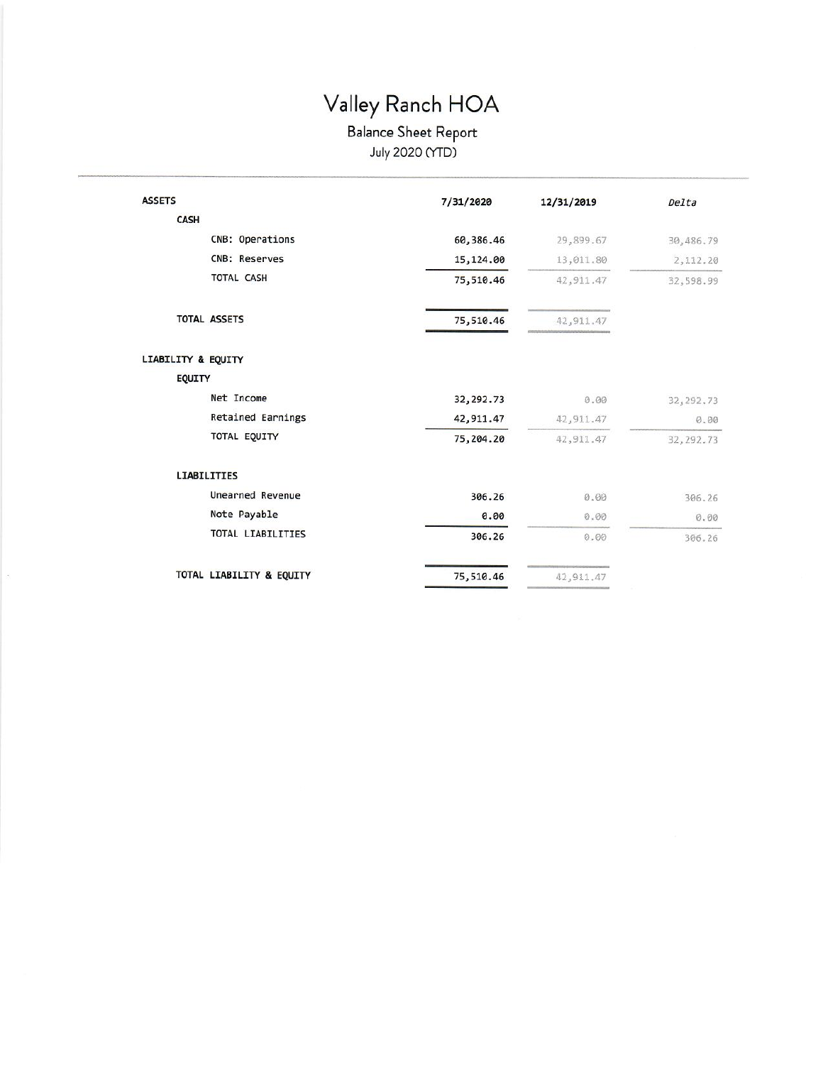# Valley Ranch HOA

## Balance Sheet Report

July 2020 (YTD)

| | 7/31/2020 | 12/31/2019 | *Delta* |
|---|---|---|---|
| **ASSETS** | | | |
| **CASH** | | | |
| CNB: Operations | 60,386.46 | 29,899.67 | 30,486.79 |
| CNB: Reserves | 15,124.00 | 13,011.80 | 2,112.20 |
| TOTAL CASH | 75,510.46 | 42,911.47 | 32,598.99 |
| **TOTAL ASSETS** | 75,510.46 | 42,911.47 | |
| **LIABILITY & EQUITY** | | | |
| **EQUITY** | | | |
| Net Income | 32,292.73 | 0.00 | 32,292.73 |
| Retained Earnings | 42,911.47 | 42,911.47 | 0.00 |
| TOTAL EQUITY | 75,204.20 | 42,911.47 | 32,292.73 |
| **LIABILITIES** | | | |
| Unearned Revenue | 306.26 | 0.00 | 306.26 |
| Note Payable | 0.00 | 0.00 | 0.00 |
| TOTAL LIABILITIES | 306.26 | 0.00 | 306.26 |
| **TOTAL LIABILITY & EQUITY** | 75,510.46 | 42,911.47 | |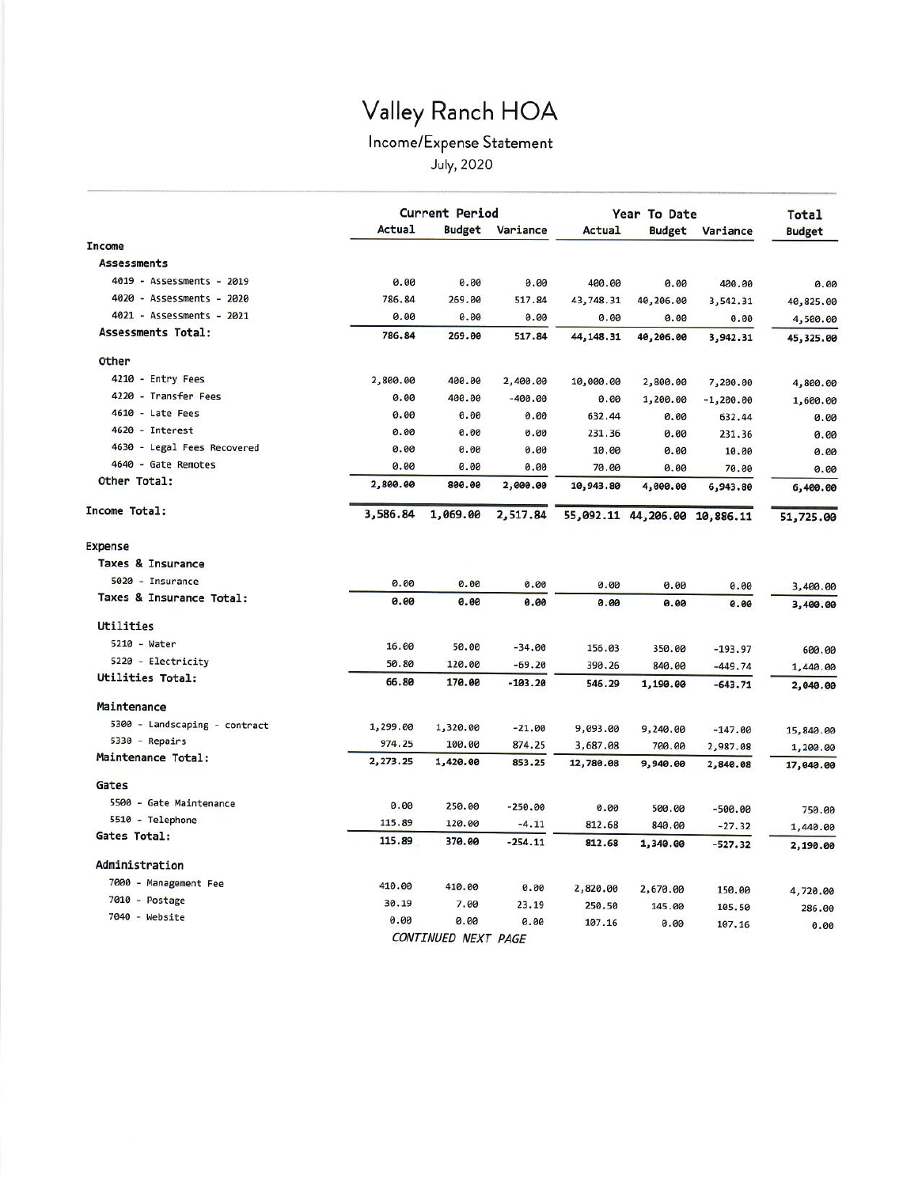# Valley Ranch HOA

## Income/Expense Statement

July, 2020

| | Current Period | | | Year To Date | | | Total |
|---|---|---|---|---|---|---|---|
| | Actual | Budget | Variance | Actual | Budget | Variance | Budget |
| **Income** | | | | | | | |
| **Assessments** | | | | | | | |
| 4019 - Assessments - 2019 | 0.00 | 0.00 | 0.00 | 400.00 | 0.00 | 400.00 | 0.00 |
| 4020 - Assessments - 2020 | 786.84 | 269.00 | 517.84 | 43,748.31 | 40,206.00 | 3,542.31 | 40,825.00 |
| 4021 - Assessments - 2021 | 0.00 | 0.00 | 0.00 | 0.00 | 0.00 | 0.00 | 4,500.00 |
| **Assessments Total:** | **786.84** | **269.00** | **517.84** | **44,148.31** | **40,206.00** | **3,942.31** | **45,325.00** |
| **Other** | | | | | | | |
| 4210 - Entry Fees | 2,800.00 | 400.00 | 2,400.00 | 10,000.00 | 2,800.00 | 7,200.00 | 4,800.00 |
| 4220 - Transfer Fees | 0.00 | 400.00 | -400.00 | 0.00 | 1,200.00 | -1,200.00 | 1,600.00 |
| 4610 - Late Fees | 0.00 | 0.00 | 0.00 | 632.44 | 0.00 | 632.44 | 0.00 |
| 4620 - Interest | 0.00 | 0.00 | 0.00 | 231.36 | 0.00 | 231.36 | 0.00 |
| 4630 - Legal Fees Recovered | 0.00 | 0.00 | 0.00 | 10.00 | 0.00 | 10.00 | 0.00 |
| 4640 - Gate Remotes | 0.00 | 0.00 | 0.00 | 70.00 | 0.00 | 70.00 | 0.00 |
| **Other Total:** | **2,800.00** | **800.00** | **2,000.00** | **10,943.80** | **4,000.00** | **6,943.80** | **6,400.00** |
| **Income Total:** | **3,586.84** | **1,069.00** | **2,517.84** | **55,092.11** | **44,206.00** | **10,886.11** | **51,725.00** |
| **Expense** | | | | | | | |
| **Taxes & Insurance** | | | | | | | |
| 5020 - Insurance | 0.00 | 0.00 | 0.00 | 0.00 | 0.00 | 0.00 | 3,400.00 |
| **Taxes & Insurance Total:** | **0.00** | **0.00** | **0.00** | **0.00** | **0.00** | **0.00** | **3,400.00** |
| **Utilities** | | | | | | | |
| 5210 - Water | 16.00 | 50.00 | -34.00 | 156.03 | 350.00 | -193.97 | 600.00 |
| 5220 - Electricity | 50.80 | 120.00 | -69.20 | 390.26 | 840.00 | -449.74 | 1,440.00 |
| **Utilities Total:** | **66.80** | **170.00** | **-103.20** | **546.29** | **1,190.00** | **-643.71** | **2,040.00** |
| **Maintenance** | | | | | | | |
| 5300 - Landscaping - contract | 1,299.00 | 1,320.00 | -21.00 | 9,093.00 | 9,240.00 | -147.00 | 15,840.00 |
| 5330 - Repairs | 974.25 | 100.00 | 874.25 | 3,687.08 | 700.00 | 2,987.08 | 1,200.00 |
| **Maintenance Total:** | **2,273.25** | **1,420.00** | **853.25** | **12,780.08** | **9,940.00** | **2,840.08** | **17,040.00** |
| **Gates** | | | | | | | |
| 5500 - Gate Maintenance | 0.00 | 250.00 | -250.00 | 0.00 | 500.00 | -500.00 | 750.00 |
| 5510 - Telephone | 115.89 | 120.00 | -4.11 | 812.68 | 840.00 | -27.32 | 1,440.00 |
| **Gates Total:** | **115.89** | **370.00** | **-254.11** | **812.68** | **1,340.00** | **-527.32** | **2,190.00** |
| **Administration** | | | | | | | |
| 7000 - Management Fee | 410.00 | 410.00 | 0.00 | 2,820.00 | 2,670.00 | 150.00 | 4,720.00 |
| 7010 - Postage | 30.19 | 7.00 | 23.19 | 250.50 | 145.00 | 105.50 | 286.00 |
| 7040 - Website | 0.00 | 0.00 | 0.00 | 107.16 | 0.00 | 107.16 | 0.00 |

*CONTINUED NEXT PAGE*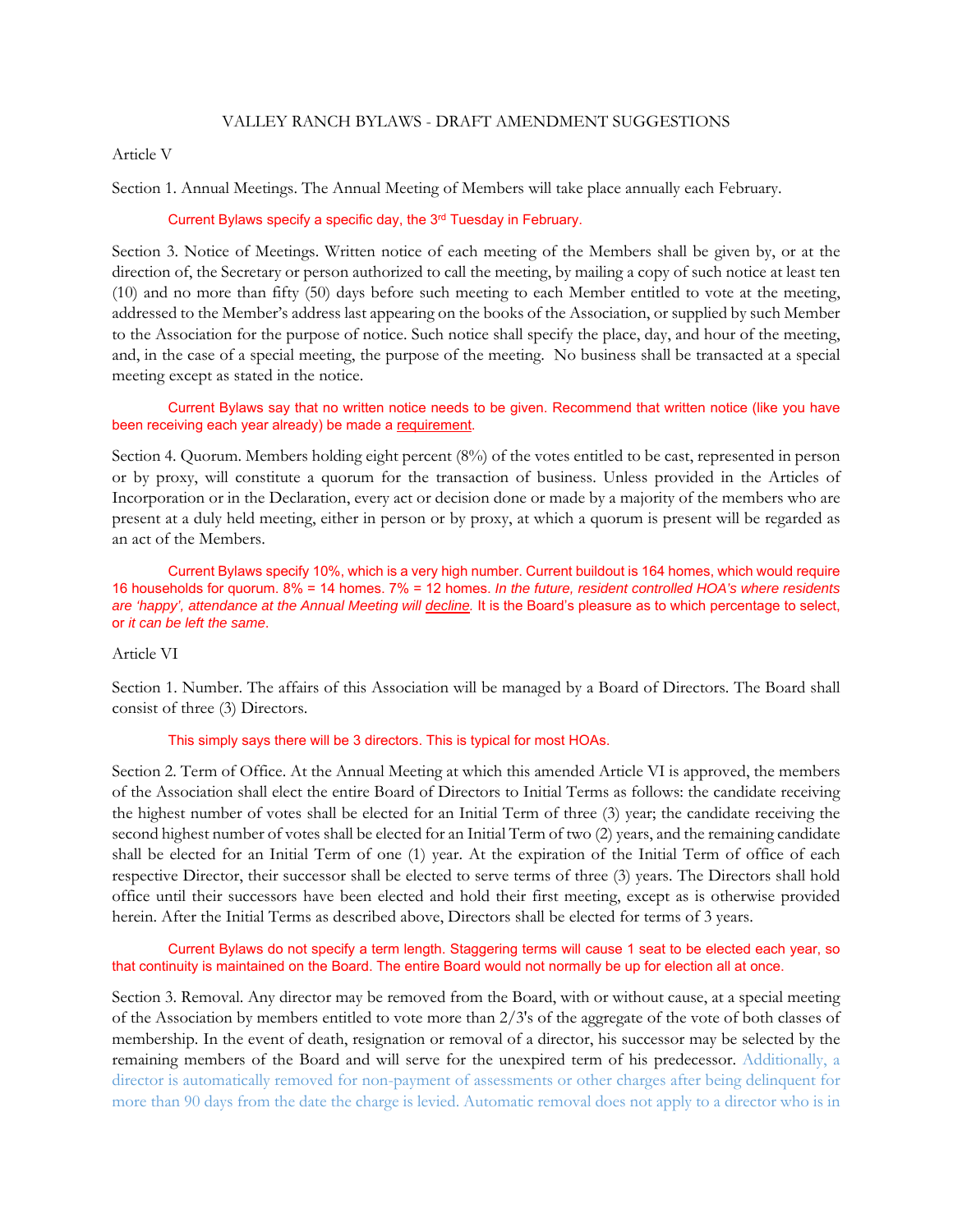VALLEY RANCH BYLAWS - DRAFT AMENDMENT SUGGESTIONS

Article V

Section 1. Annual Meetings. The Annual Meeting of Members will take place annually each February.

> Current Bylaws specify a specific day, the 3rd Tuesday in February.

Section 3. Notice of Meetings. Written notice of each meeting of the Members shall be given by, or at the direction of, the Secretary or person authorized to call the meeting, by mailing a copy of such notice at least ten (10) and no more than fifty (50) days before such meeting to each Member entitled to vote at the meeting, addressed to the Member's address last appearing on the books of the Association, or supplied by such Member to the Association for the purpose of notice. Such notice shall specify the place, day, and hour of the meeting, and, in the case of a special meeting, the purpose of the meeting. No business shall be transacted at a special meeting except as stated in the notice.

> Current Bylaws say that no written notice needs to be given. Recommend that written notice (like you have been receiving each year already) be made a requirement.

Section 4. Quorum. Members holding eight percent (8%) of the votes entitled to be cast, represented in person or by proxy, will constitute a quorum for the transaction of business. Unless provided in the Articles of Incorporation or in the Declaration, every act or decision done or made by a majority of the members who are present at a duly held meeting, either in person or by proxy, at which a quorum is present will be regarded as an act of the Members.

> Current Bylaws specify 10%, which is a very high number. Current buildout is 164 homes, which would require 16 households for quorum. 8% = 14 homes. 7% = 12 homes. *In the future, resident controlled HOA's where residents are 'happy', attendance at the Annual Meeting will decline.* It is the Board's pleasure as to which percentage to select, or *it can be left the same.*

Article VI

Section 1. Number. The affairs of this Association will be managed by a Board of Directors. The Board shall consist of three (3) Directors.

> This simply says there will be 3 directors. This is typical for most HOAs.

Section 2. Term of Office. At the Annual Meeting at which this amended Article VI is approved, the members of the Association shall elect the entire Board of Directors to Initial Terms as follows: the candidate receiving the highest number of votes shall be elected for an Initial Term of three (3) year; the candidate receiving the second highest number of votes shall be elected for an Initial Term of two (2) years, and the remaining candidate shall be elected for an Initial Term of one (1) year. At the expiration of the Initial Term of office of each respective Director, their successor shall be elected to serve terms of three (3) years. The Directors shall hold office until their successors have been elected and hold their first meeting, except as is otherwise provided herein. After the Initial Terms as described above, Directors shall be elected for terms of 3 years.

> Current Bylaws do not specify a term length. Staggering terms will cause 1 seat to be elected each year, so that continuity is maintained on the Board. The entire Board would not normally be up for election all at once.

Section 3. Removal. Any director may be removed from the Board, with or without cause, at a special meeting of the Association by members entitled to vote more than 2/3's of the aggregate of the vote of both classes of membership. In the event of death, resignation or removal of a director, his successor may be selected by the remaining members of the Board and will serve for the unexpired term of his predecessor. Additionally, a director is automatically removed for non-payment of assessments or other charges after being delinquent for more than 90 days from the date the charge is levied. Automatic removal does not apply to a director who is in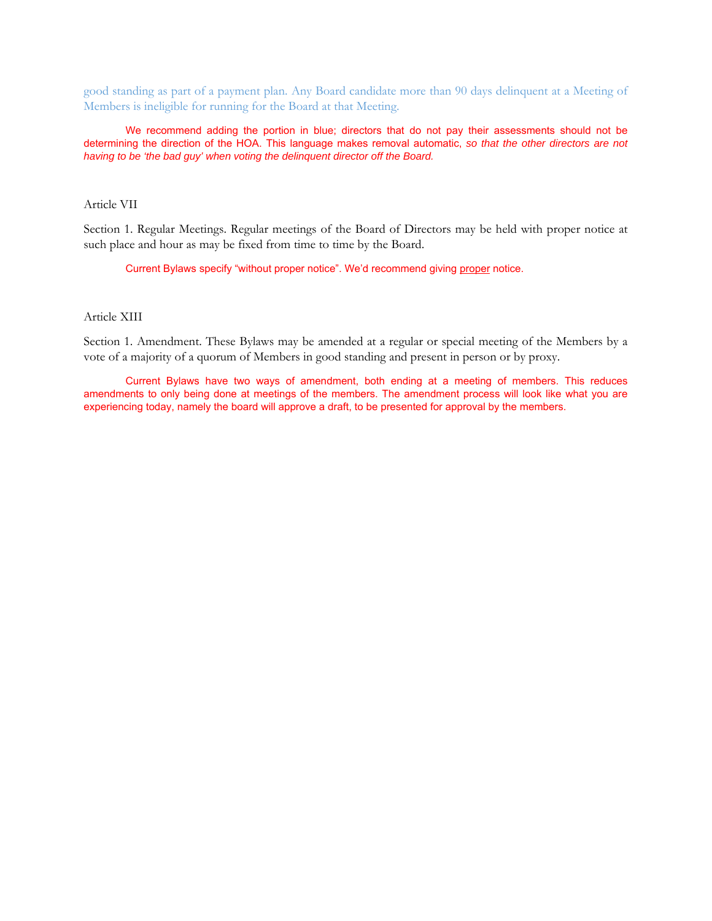good standing as part of a payment plan. Any Board candidate more than 90 days delinquent at a Meeting of Members is ineligible for running for the Board at that Meeting.

We recommend adding the portion in blue; directors that do not pay their assessments should not be determining the direction of the HOA. This language makes removal automatic, *so that the other directors are not having to be 'the bad guy' when voting the delinquent director off the Board.*

Article VII

Section 1. Regular Meetings. Regular meetings of the Board of Directors may be held with proper notice at such place and hour as may be fixed from time to time by the Board.

Current Bylaws specify "without proper notice". We'd recommend giving proper notice.

Article XIII

Section 1. Amendment. These Bylaws may be amended at a regular or special meeting of the Members by a vote of a majority of a quorum of Members in good standing and present in person or by proxy.

Current Bylaws have two ways of amendment, both ending at a meeting of members. This reduces amendments to only being done at meetings of the members. The amendment process will look like what you are experiencing today, namely the board will approve a draft, to be presented for approval by the members.